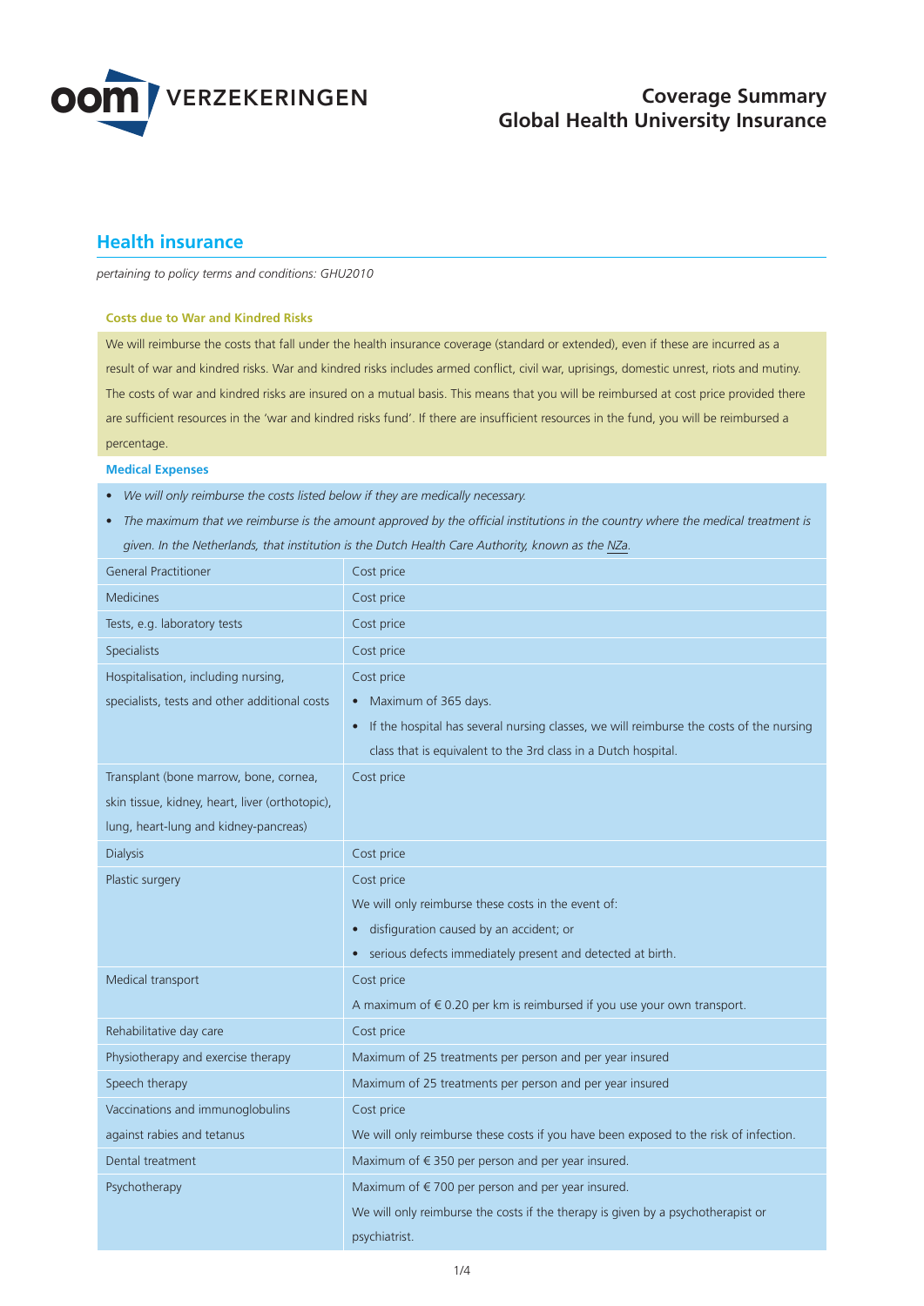# Coverage Summary
# Global Health University Insurance

## Health insurance

*pertaining to policy terms and conditions: GHU2010*

### Costs due to War and Kindred Risks

We will reimburse the costs that fall under the health insurance coverage (standard or extended), even if these are incurred as a result of war and kindred risks. War and kindred risks includes armed conflict, civil war, uprisings, domestic unrest, riots and mutiny. The costs of war and kindred risks are insured on a mutual basis. This means that you will be reimbursed at cost price provided there are sufficient resources in the 'war and kindred risks fund'. If there are insufficient resources in the fund, you will be reimbursed a percentage.

### Medical Expenses

- *We will only reimburse the costs listed below if they are medically necessary.*
- *The maximum that we reimburse is the amount approved by the official institutions in the country where the medical treatment is given. In the Netherlands, that institution is the Dutch Health Care Authority, known as the NZa.*

| | |
|---|---|
| General Practitioner | Cost price |
| Medicines | Cost price |
| Tests, e.g. laboratory tests | Cost price |
| Specialists | Cost price |
| Hospitalisation, including nursing, specialists, tests and other additional costs | Cost price<br>• Maximum of 365 days.<br>• If the hospital has several nursing classes, we will reimburse the costs of the nursing class that is equivalent to the 3rd class in a Dutch hospital. |
| Transplant (bone marrow, bone, cornea, skin tissue, kidney, heart, liver (orthotopic), lung, heart-lung and kidney-pancreas) | Cost price |
| Dialysis | Cost price |
| Plastic surgery | Cost price<br>We will only reimburse these costs in the event of:<br>• disfiguration caused by an accident; or<br>• serious defects immediately present and detected at birth. |
| Medical transport | Cost price<br>A maximum of € 0.20 per km is reimbursed if you use your own transport. |
| Rehabilitative day care | Cost price |
| Physiotherapy and exercise therapy | Maximum of 25 treatments per person and per year insured |
| Speech therapy | Maximum of 25 treatments per person and per year insured |
| Vaccinations and immunoglobulins against rabies and tetanus | Cost price<br>We will only reimburse these costs if you have been exposed to the risk of infection. |
| Dental treatment | Maximum of € 350 per person and per year insured. |
| Psychotherapy | Maximum of € 700 per person and per year insured.<br>We will only reimburse the costs if the therapy is given by a psychotherapist or psychiatrist. |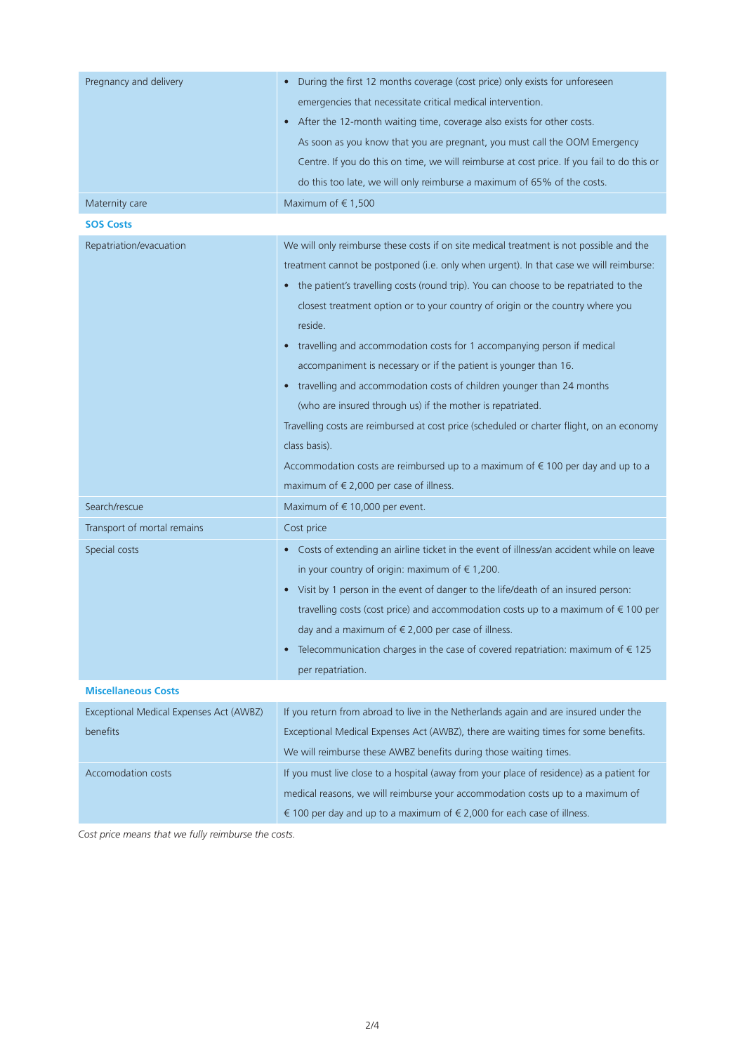| | |
|---|---|
| Pregnancy and delivery | • During the first 12 months coverage (cost price) only exists for unforeseen emergencies that necessitate critical medical intervention.<br>• After the 12-month waiting time, coverage also exists for other costs. As soon as you know that you are pregnant, you must call the OOM Emergency Centre. If you do this on time, we will reimburse at cost price. If you fail to do this or do this too late, we will only reimburse a maximum of 65% of the costs. |
| Maternity care | Maximum of € 1,500 |
| **SOS Costs** | |
| Repatriation/evacuation | We will only reimburse these costs if on site medical treatment is not possible and the treatment cannot be postponed (i.e. only when urgent). In that case we will reimburse:<br>• the patient's travelling costs (round trip). You can choose to be repatriated to the closest treatment option or to your country of origin or the country where you reside.<br>• travelling and accommodation costs for 1 accompanying person if medical accompaniment is necessary or if the patient is younger than 16.<br>• travelling and accommodation costs of children younger than 24 months (who are insured through us) if the mother is repatriated.<br>Travelling costs are reimbursed at cost price (scheduled or charter flight, on an economy class basis).<br>Accommodation costs are reimbursed up to a maximum of € 100 per day and up to a maximum of € 2,000 per case of illness. |
| Search/rescue | Maximum of € 10,000 per event. |
| Transport of mortal remains | Cost price |
| Special costs | • Costs of extending an airline ticket in the event of illness/an accident while on leave in your country of origin: maximum of € 1,200.<br>• Visit by 1 person in the event of danger to the life/death of an insured person: travelling costs (cost price) and accommodation costs up to a maximum of € 100 per day and a maximum of € 2,000 per case of illness.<br>• Telecommunication charges in the case of covered repatriation: maximum of € 125 per repatriation. |
| **Miscellaneous Costs** | |
| Exceptional Medical Expenses Act (AWBZ) benefits | If you return from abroad to live in the Netherlands again and are insured under the Exceptional Medical Expenses Act (AWBZ), there are waiting times for some benefits. We will reimburse these AWBZ benefits during those waiting times. |
| Accomodation costs | If you must live close to a hospital (away from your place of residence) as a patient for medical reasons, we will reimburse your accommodation costs up to a maximum of € 100 per day and up to a maximum of € 2,000 for each case of illness. |

*Cost price means that we fully reimburse the costs.*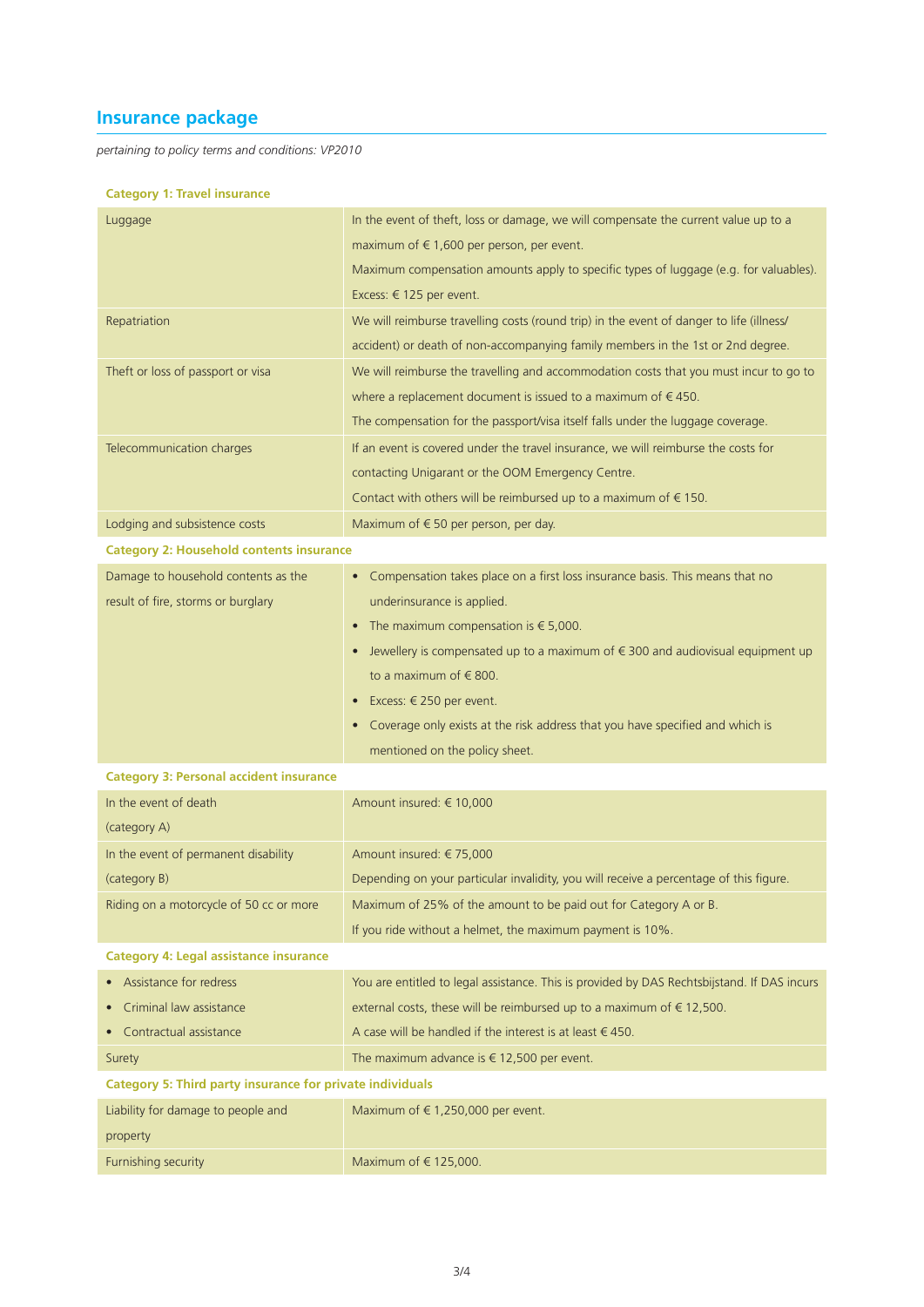## Insurance package

*pertaining to policy terms and conditions: VP2010*

### Category 1: Travel insurance

| | |
|---|---|
| Luggage | In the event of theft, loss or damage, we will compensate the current value up to a maximum of € 1,600 per person, per event.<br>Maximum compensation amounts apply to specific types of luggage (e.g. for valuables).<br>Excess: € 125 per event. |
| Repatriation | We will reimburse travelling costs (round trip) in the event of danger to life (illness/ accident) or death of non-accompanying family members in the 1st or 2nd degree. |
| Theft or loss of passport or visa | We will reimburse the travelling and accommodation costs that you must incur to go to where a replacement document is issued to a maximum of € 450.<br>The compensation for the passport/visa itself falls under the luggage coverage. |
| Telecommunication charges | If an event is covered under the travel insurance, we will reimburse the costs for contacting Unigarant or the OOM Emergency Centre.<br>Contact with others will be reimbursed up to a maximum of € 150. |
| Lodging and subsistence costs | Maximum of € 50 per person, per day. |

### Category 2: Household contents insurance

| | |
|---|---|
| Damage to household contents as the result of fire, storms or burglary | • Compensation takes place on a first loss insurance basis. This means that no underinsurance is applied.<br>• The maximum compensation is € 5,000.<br>• Jewellery is compensated up to a maximum of € 300 and audiovisual equipment up to a maximum of € 800.<br>• Excess: € 250 per event.<br>• Coverage only exists at the risk address that you have specified and which is mentioned on the policy sheet. |

### Category 3: Personal accident insurance

| | |
|---|---|
| In the event of death (category A) | Amount insured: € 10,000 |
| In the event of permanent disability (category B) | Amount insured: € 75,000<br>Depending on your particular invalidity, you will receive a percentage of this figure. |
| Riding on a motorcycle of 50 cc or more | Maximum of 25% of the amount to be paid out for Category A or B.<br>If you ride without a helmet, the maximum payment is 10%. |

### Category 4: Legal assistance insurance

| | |
|---|---|
| • Assistance for redress<br>• Criminal law assistance<br>• Contractual assistance | You are entitled to legal assistance. This is provided by DAS Rechtsbijstand. If DAS incurs external costs, these will be reimbursed up to a maximum of € 12,500.<br>A case will be handled if the interest is at least € 450. |
| Surety | The maximum advance is € 12,500 per event. |

### Category 5: Third party insurance for private individuals

| | |
|---|---|
| Liability for damage to people and property | Maximum of € 1,250,000 per event. |
| Furnishing security | Maximum of € 125,000. |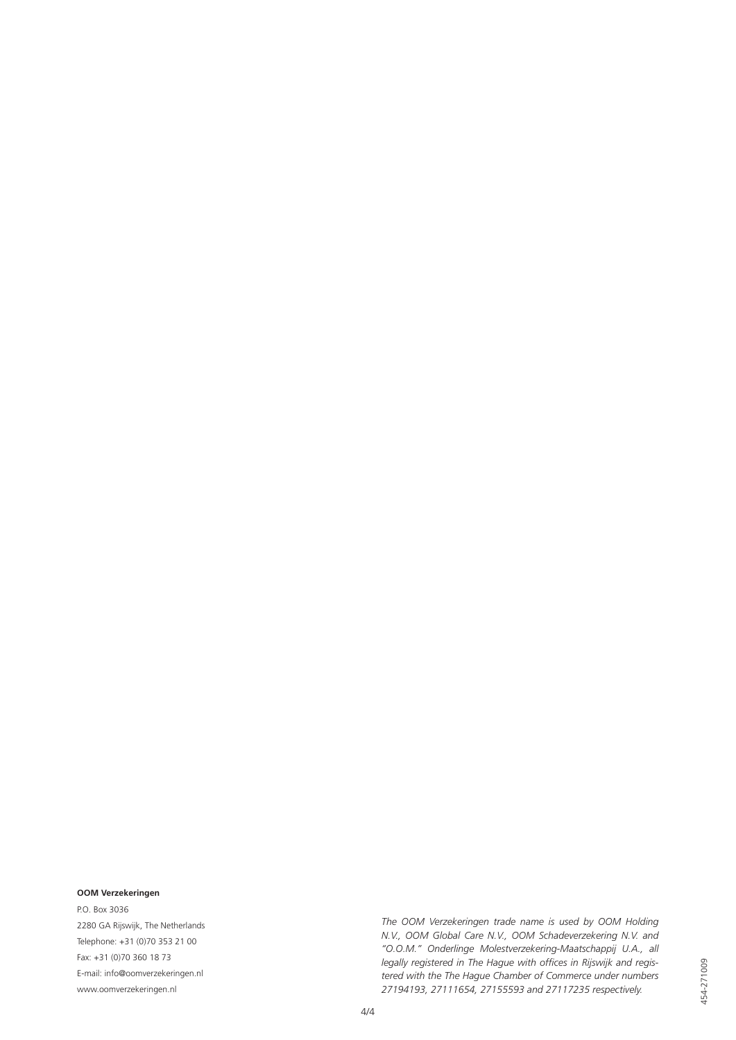**OOM Verzekeringen**

P.O. Box 3036

2280 GA Rijswijk, The Netherlands

Telephone: +31 (0)70 353 21 00

Fax: +31 (0)70 360 18 73

E-mail: info@oomverzekeringen.nl

www.oomverzekeringen.nl

*The OOM Verzekeringen trade name is used by OOM Holding N.V., OOM Global Care N.V., OOM Schadeverzekering N.V. and "O.O.M." Onderlinge Molestverzekering-Maatschappij U.A., all legally registered in The Hague with offices in Rijswijk and registered with the The Hague Chamber of Commerce under numbers 27194193, 27111654, 27155593 and 27117235 respectively.*

454-271009